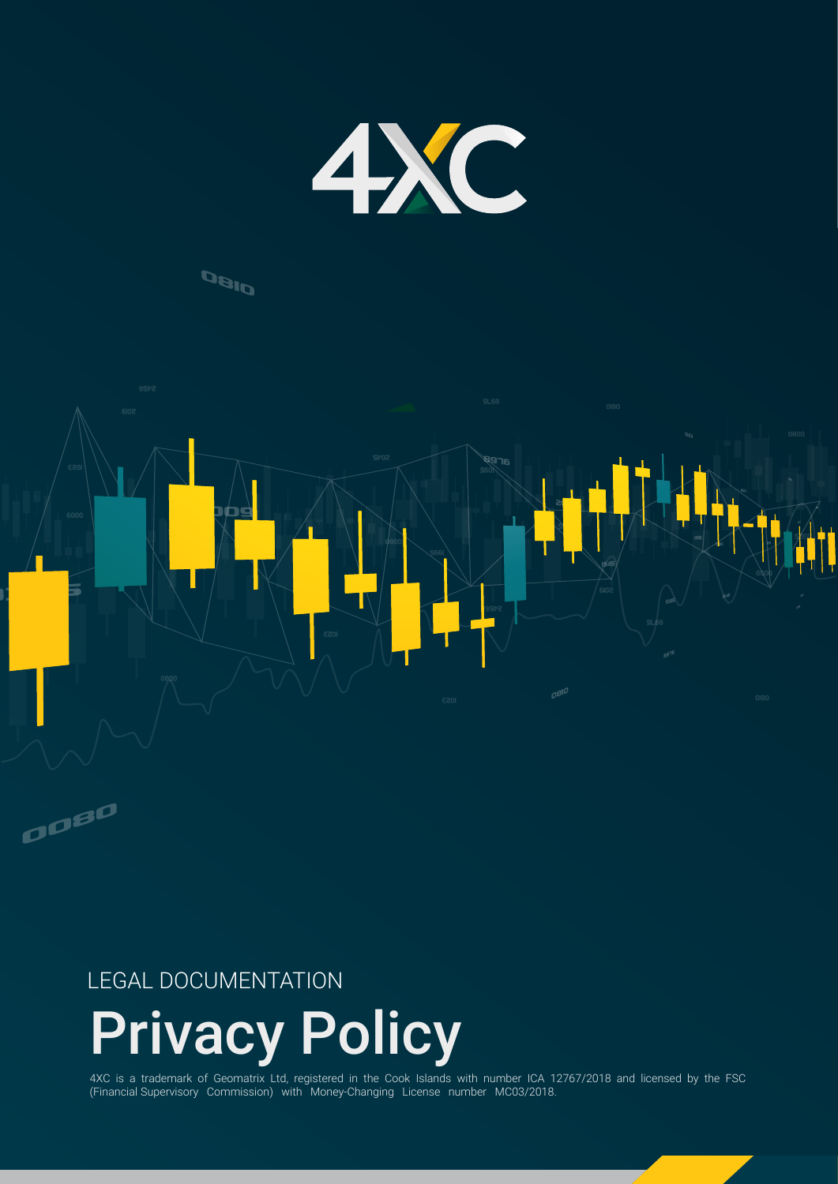4XC

LEGAL DOCUMENTATION

# Privacy Policy

4XC is a trademark of Geomatrix Ltd, registered in the Cook Islands with number ICA 12767/2018 and licensed by the FSC (Financial Supervisory Commission) with Money-Changing License number MC03/2018.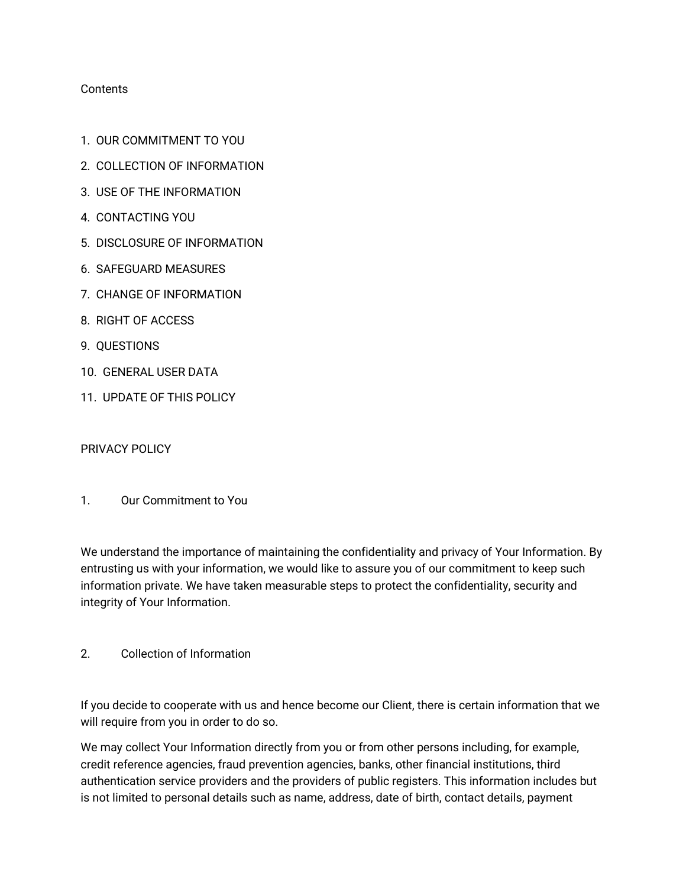Contents

1. OUR COMMITMENT TO YOU
2. COLLECTION OF INFORMATION
3. USE OF THE INFORMATION
4. CONTACTING YOU
5. DISCLOSURE OF INFORMATION
6. SAFEGUARD MEASURES
7. CHANGE OF INFORMATION
8. RIGHT OF ACCESS
9. QUESTIONS
10. GENERAL USER DATA
11. UPDATE OF THIS POLICY

# PRIVACY POLICY

## 1. Our Commitment to You

We understand the importance of maintaining the confidentiality and privacy of Your Information. By entrusting us with your information, we would like to assure you of our commitment to keep such information private. We have taken measurable steps to protect the confidentiality, security and integrity of Your Information.

## 2. Collection of Information

If you decide to cooperate with us and hence become our Client, there is certain information that we will require from you in order to do so.

We may collect Your Information directly from you or from other persons including, for example, credit reference agencies, fraud prevention agencies, banks, other financial institutions, third authentication service providers and the providers of public registers. This information includes but is not limited to personal details such as name, address, date of birth, contact details, payment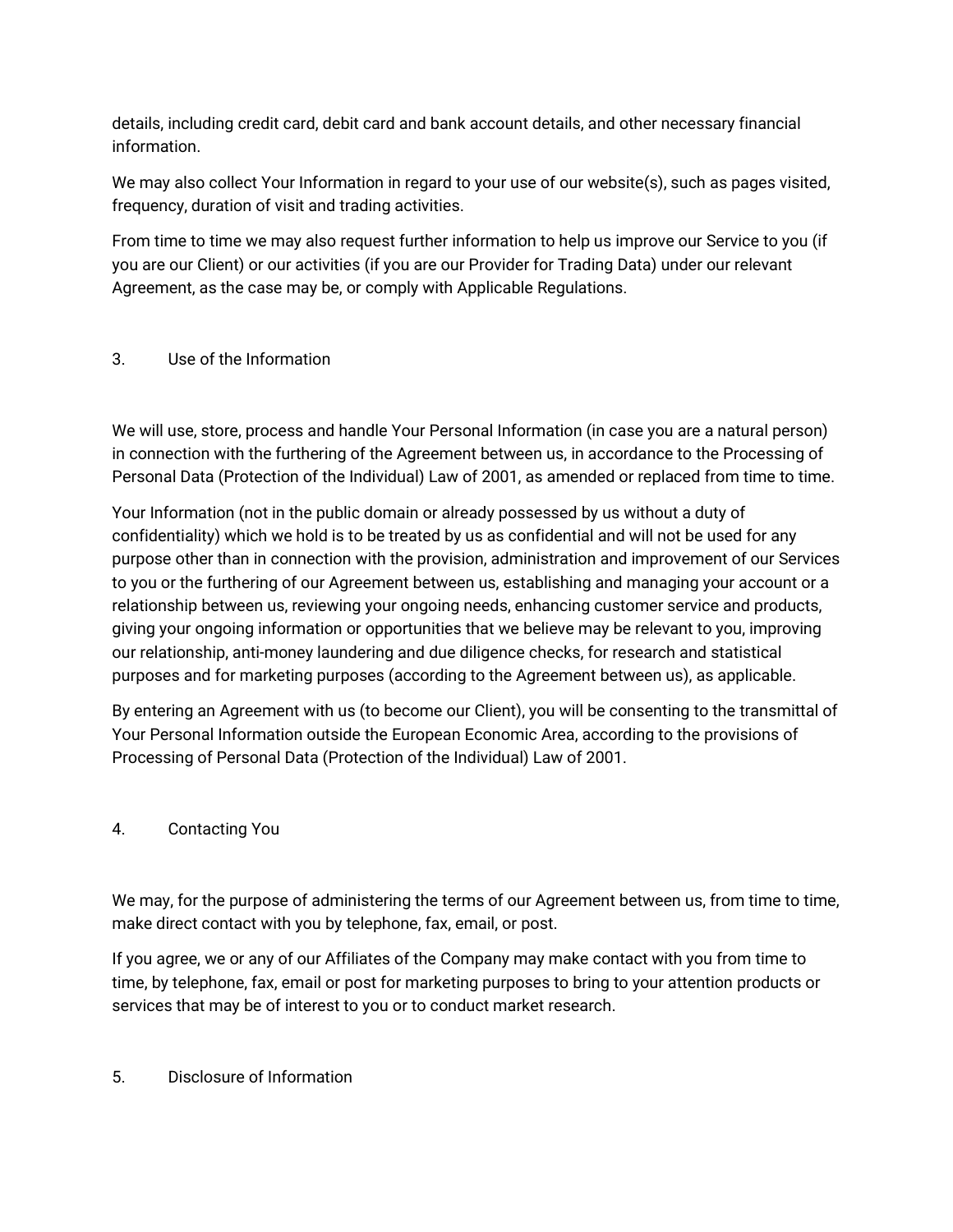details, including credit card, debit card and bank account details, and other necessary financial information.

We may also collect Your Information in regard to your use of our website(s), such as pages visited, frequency, duration of visit and trading activities.

From time to time we may also request further information to help us improve our Service to you (if you are our Client) or our activities (if you are our Provider for Trading Data) under our relevant Agreement, as the case may be, or comply with Applicable Regulations.

## 3. Use of the Information

We will use, store, process and handle Your Personal Information (in case you are a natural person) in connection with the furthering of the Agreement between us, in accordance to the Processing of Personal Data (Protection of the Individual) Law of 2001, as amended or replaced from time to time.

Your Information (not in the public domain or already possessed by us without a duty of confidentiality) which we hold is to be treated by us as confidential and will not be used for any purpose other than in connection with the provision, administration and improvement of our Services to you or the furthering of our Agreement between us, establishing and managing your account or a relationship between us, reviewing your ongoing needs, enhancing customer service and products, giving your ongoing information or opportunities that we believe may be relevant to you, improving our relationship, anti-money laundering and due diligence checks, for research and statistical purposes and for marketing purposes (according to the Agreement between us), as applicable.

By entering an Agreement with us (to become our Client), you will be consenting to the transmittal of Your Personal Information outside the European Economic Area, according to the provisions of Processing of Personal Data (Protection of the Individual) Law of 2001.

## 4. Contacting You

We may, for the purpose of administering the terms of our Agreement between us, from time to time, make direct contact with you by telephone, fax, email, or post.

If you agree, we or any of our Affiliates of the Company may make contact with you from time to time, by telephone, fax, email or post for marketing purposes to bring to your attention products or services that may be of interest to you or to conduct market research.

## 5. Disclosure of Information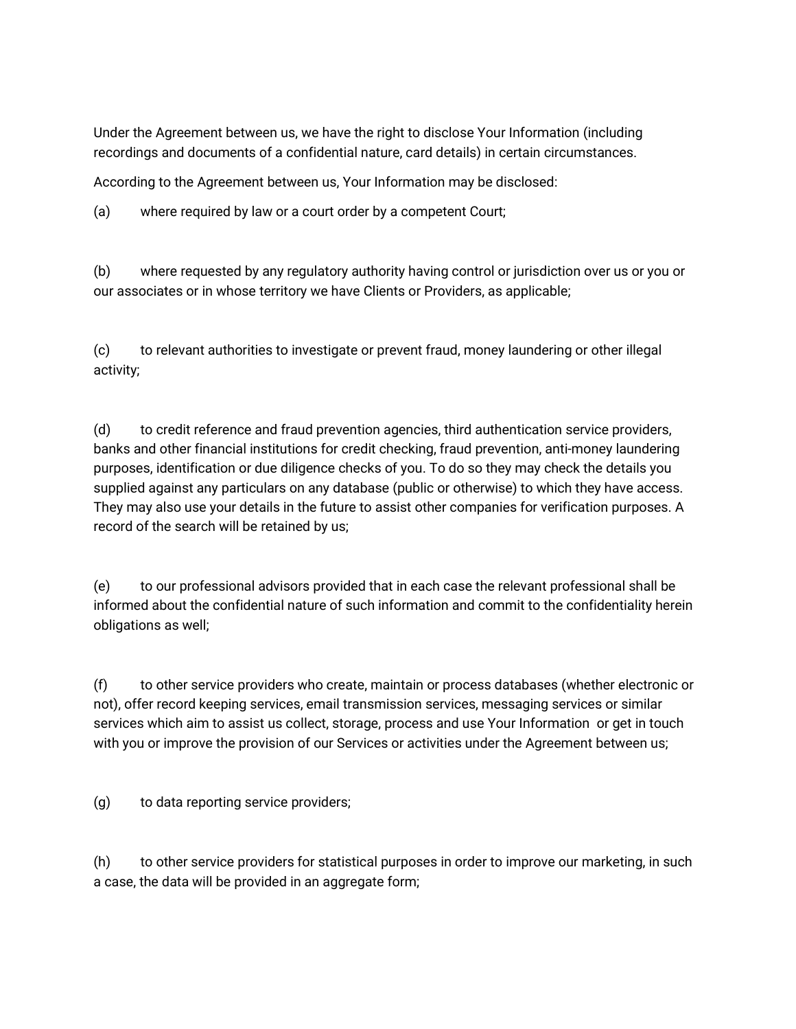Under the Agreement between us, we have the right to disclose Your Information (including recordings and documents of a confidential nature, card details) in certain circumstances.

According to the Agreement between us, Your Information may be disclosed:

(a) where required by law or a court order by a competent Court;

(b) where requested by any regulatory authority having control or jurisdiction over us or you or our associates or in whose territory we have Clients or Providers, as applicable;

(c) to relevant authorities to investigate or prevent fraud, money laundering or other illegal activity;

(d) to credit reference and fraud prevention agencies, third authentication service providers, banks and other financial institutions for credit checking, fraud prevention, anti-money laundering purposes, identification or due diligence checks of you. To do so they may check the details you supplied against any particulars on any database (public or otherwise) to which they have access. They may also use your details in the future to assist other companies for verification purposes. A record of the search will be retained by us;

(e) to our professional advisors provided that in each case the relevant professional shall be informed about the confidential nature of such information and commit to the confidentiality herein obligations as well;

(f) to other service providers who create, maintain or process databases (whether electronic or not), offer record keeping services, email transmission services, messaging services or similar services which aim to assist us collect, storage, process and use Your Information or get in touch with you or improve the provision of our Services or activities under the Agreement between us;

(g) to data reporting service providers;

(h) to other service providers for statistical purposes in order to improve our marketing, in such a case, the data will be provided in an aggregate form;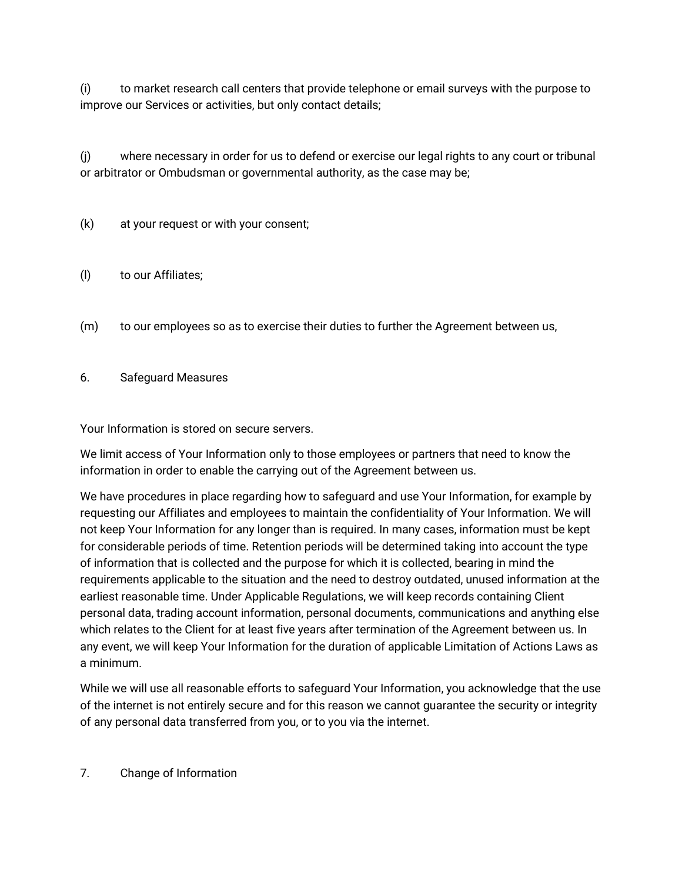(i) to market research call centers that provide telephone or email surveys with the purpose to improve our Services or activities, but only contact details;

(j) where necessary in order for us to defend or exercise our legal rights to any court or tribunal or arbitrator or Ombudsman or governmental authority, as the case may be;

(k) at your request or with your consent;

(l) to our Affiliates;

(m) to our employees so as to exercise their duties to further the Agreement between us,

## 6. Safeguard Measures

Your Information is stored on secure servers.

We limit access of Your Information only to those employees or partners that need to know the information in order to enable the carrying out of the Agreement between us.

We have procedures in place regarding how to safeguard and use Your Information, for example by requesting our Affiliates and employees to maintain the confidentiality of Your Information. We will not keep Your Information for any longer than is required. In many cases, information must be kept for considerable periods of time. Retention periods will be determined taking into account the type of information that is collected and the purpose for which it is collected, bearing in mind the requirements applicable to the situation and the need to destroy outdated, unused information at the earliest reasonable time. Under Applicable Regulations, we will keep records containing Client personal data, trading account information, personal documents, communications and anything else which relates to the Client for at least five years after termination of the Agreement between us. In any event, we will keep Your Information for the duration of applicable Limitation of Actions Laws as a minimum.

While we will use all reasonable efforts to safeguard Your Information, you acknowledge that the use of the internet is not entirely secure and for this reason we cannot guarantee the security or integrity of any personal data transferred from you, or to you via the internet.

## 7. Change of Information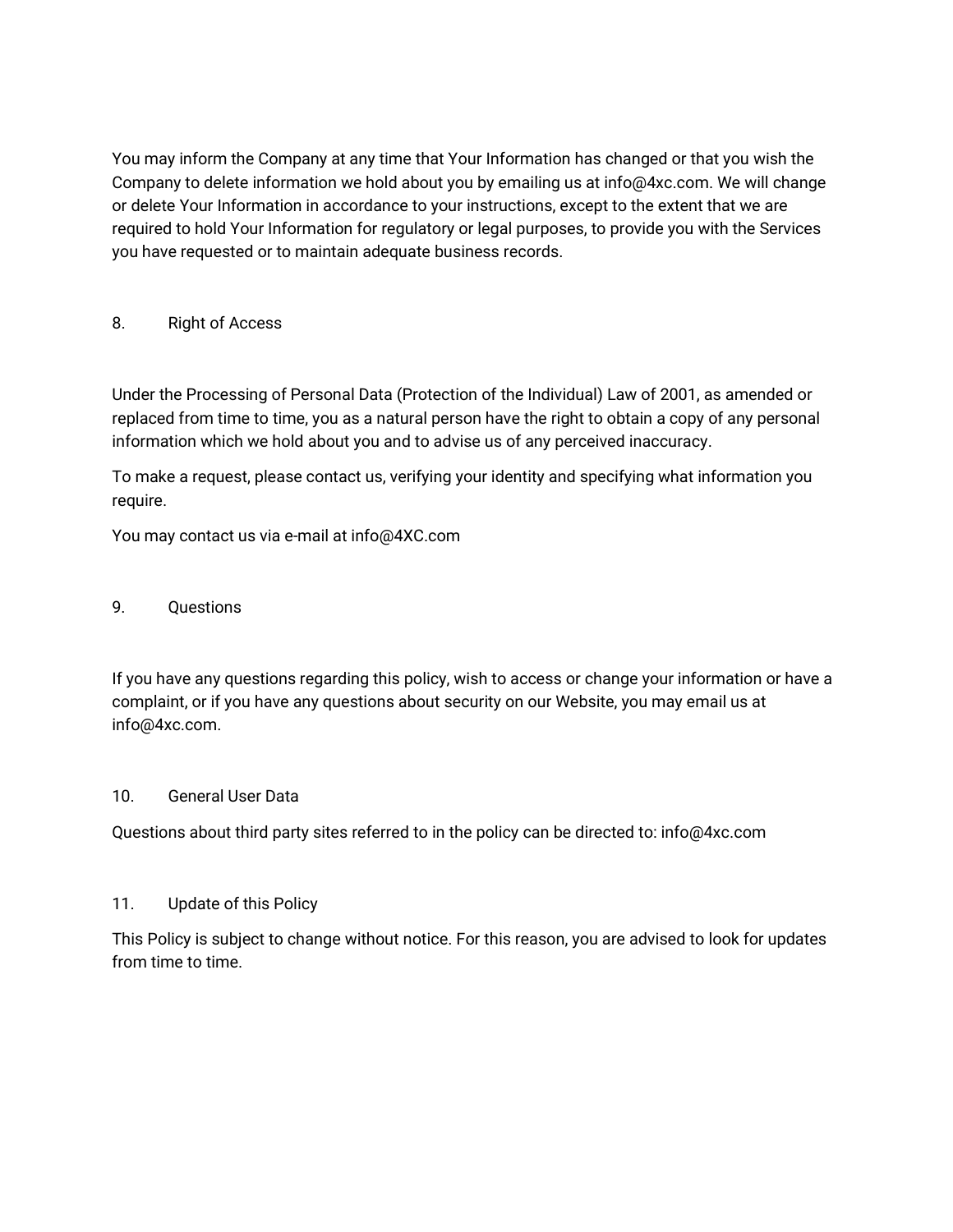You may inform the Company at any time that Your Information has changed or that you wish the Company to delete information we hold about you by emailing us at info@4xc.com. We will change or delete Your Information in accordance to your instructions, except to the extent that we are required to hold Your Information for regulatory or legal purposes, to provide you with the Services you have requested or to maintain adequate business records.

## 8. Right of Access

Under the Processing of Personal Data (Protection of the Individual) Law of 2001, as amended or replaced from time to time, you as a natural person have the right to obtain a copy of any personal information which we hold about you and to advise us of any perceived inaccuracy.

To make a request, please contact us, verifying your identity and specifying what information you require.

You may contact us via e-mail at info@4XC.com

## 9. Questions

If you have any questions regarding this policy, wish to access or change your information or have a complaint, or if you have any questions about security on our Website, you may email us at info@4xc.com.

## 10. General User Data

Questions about third party sites referred to in the policy can be directed to: info@4xc.com

## 11. Update of this Policy

This Policy is subject to change without notice. For this reason, you are advised to look for updates from time to time.